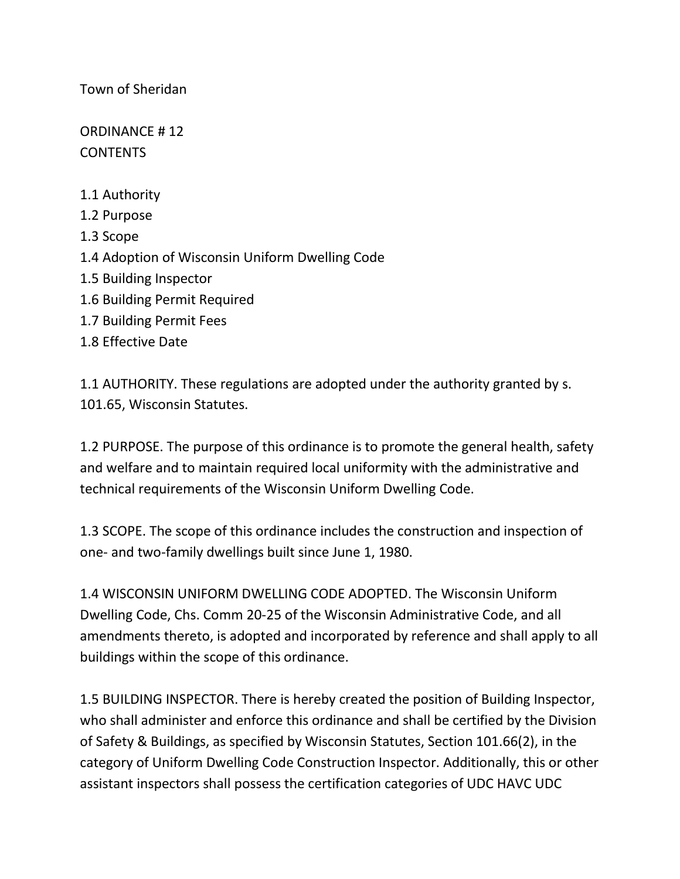Town of Sheridan

ORDINANCE # 12
CONTENTS

1.1 Authority
1.2 Purpose
1.3 Scope
1.4 Adoption of Wisconsin Uniform Dwelling Code
1.5 Building Inspector
1.6 Building Permit Required
1.7 Building Permit Fees
1.8 Effective Date

1.1 AUTHORITY. These regulations are adopted under the authority granted by s. 101.65, Wisconsin Statutes.

1.2 PURPOSE. The purpose of this ordinance is to promote the general health, safety and welfare and to maintain required local uniformity with the administrative and technical requirements of the Wisconsin Uniform Dwelling Code.

1.3 SCOPE. The scope of this ordinance includes the construction and inspection of one- and two-family dwellings built since June 1, 1980.

1.4 WISCONSIN UNIFORM DWELLING CODE ADOPTED. The Wisconsin Uniform Dwelling Code, Chs. Comm 20-25 of the Wisconsin Administrative Code, and all amendments thereto, is adopted and incorporated by reference and shall apply to all buildings within the scope of this ordinance.

1.5 BUILDING INSPECTOR. There is hereby created the position of Building Inspector, who shall administer and enforce this ordinance and shall be certified by the Division of Safety & Buildings, as specified by Wisconsin Statutes, Section 101.66(2), in the category of Uniform Dwelling Code Construction Inspector. Additionally, this or other assistant inspectors shall possess the certification categories of UDC HAVC UDC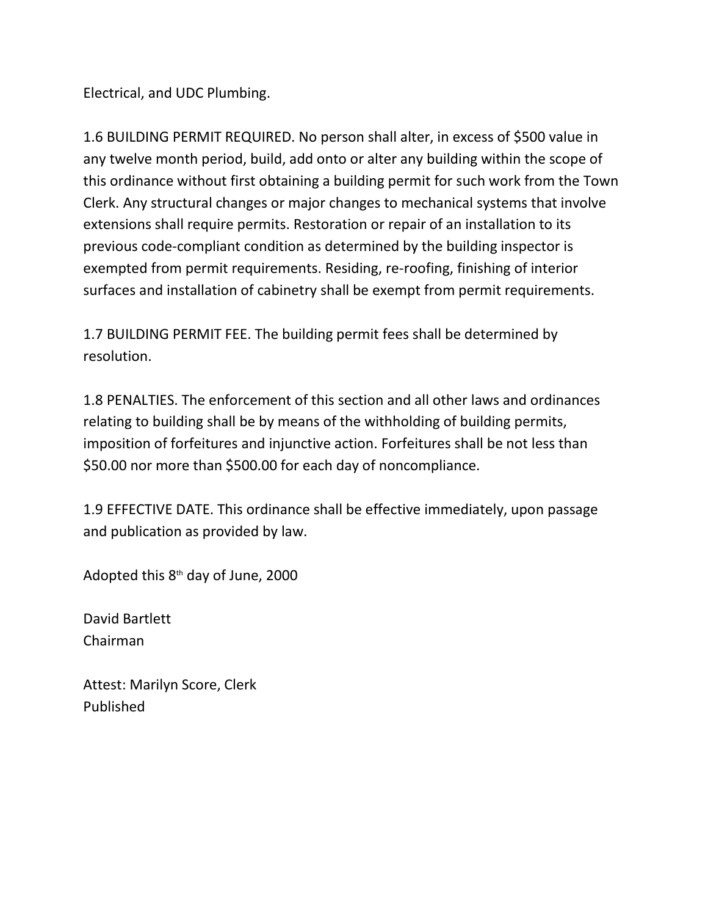Electrical, and UDC Plumbing.

1.6 BUILDING PERMIT REQUIRED. No person shall alter, in excess of $500 value in any twelve month period, build, add onto or alter any building within the scope of this ordinance without first obtaining a building permit for such work from the Town Clerk. Any structural changes or major changes to mechanical systems that involve extensions shall require permits. Restoration or repair of an installation to its previous code-compliant condition as determined by the building inspector is exempted from permit requirements. Residing, re-roofing, finishing of interior surfaces and installation of cabinetry shall be exempt from permit requirements.

1.7 BUILDING PERMIT FEE. The building permit fees shall be determined by resolution.

1.8 PENALTIES. The enforcement of this section and all other laws and ordinances relating to building shall be by means of the withholding of building permits, imposition of forfeitures and injunctive action. Forfeitures shall be not less than $50.00 nor more than $500.00 for each day of noncompliance.

1.9 EFFECTIVE DATE. This ordinance shall be effective immediately, upon passage and publication as provided by law.

Adopted this 8th day of June, 2000

David Bartlett
Chairman

Attest: Marilyn Score, Clerk
Published